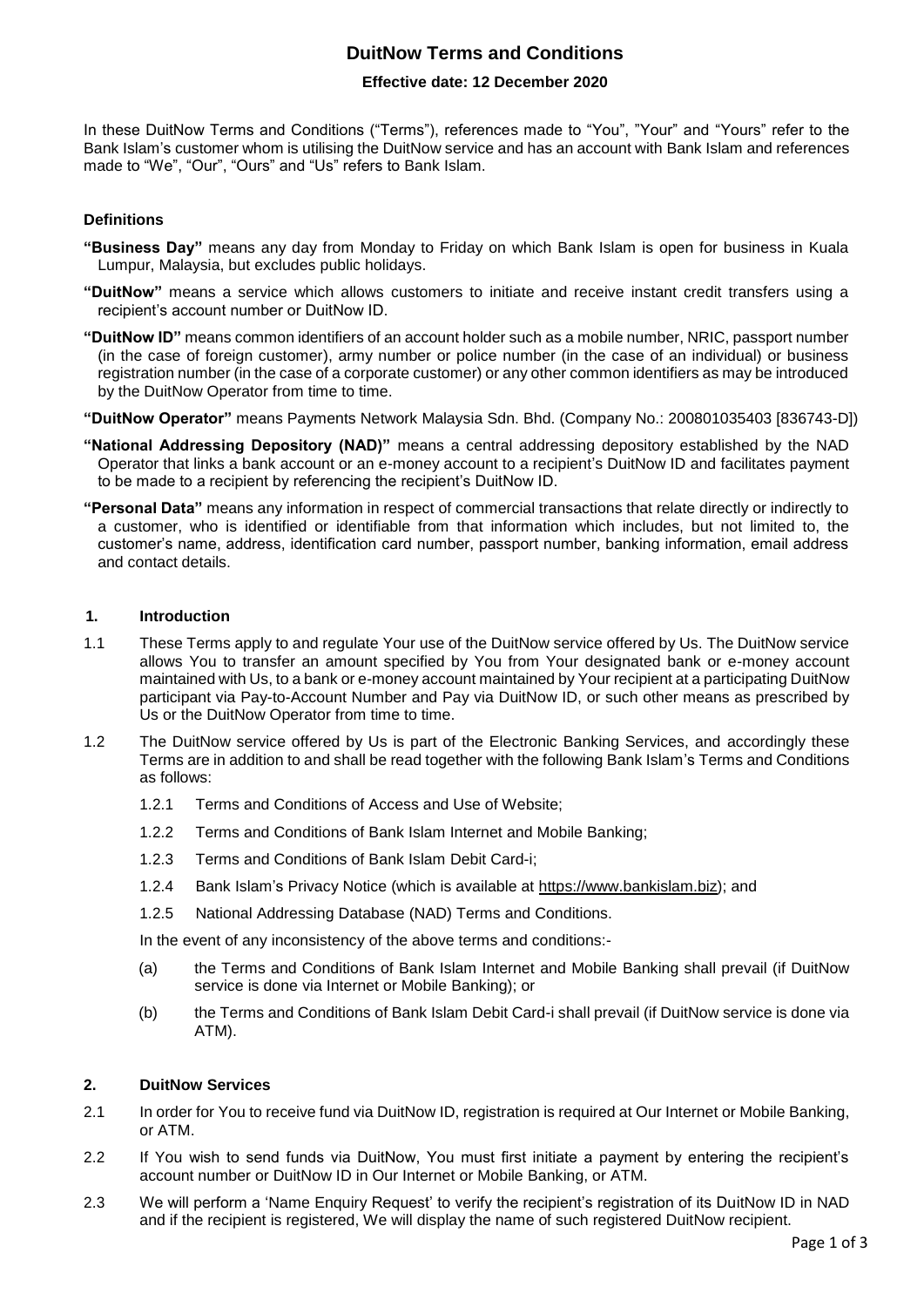# DuitNow Terms and Conditions

**Effective date: 12 December 2020**

In these DuitNow Terms and Conditions ("Terms"), references made to "You", "Your" and "Yours" refer to the Bank Islam's customer whom is utilising the DuitNow service and has an account with Bank Islam and references made to "We", "Our", "Ours" and "Us" refers to Bank Islam.

### Definitions

**"Business Day"** means any day from Monday to Friday on which Bank Islam is open for business in Kuala Lumpur, Malaysia, but excludes public holidays.

**"DuitNow"** means a service which allows customers to initiate and receive instant credit transfers using a recipient's account number or DuitNow ID.

**"DuitNow ID"** means common identifiers of an account holder such as a mobile number, NRIC, passport number (in the case of foreign customer), army number or police number (in the case of an individual) or business registration number (in the case of a corporate customer) or any other common identifiers as may be introduced by the DuitNow Operator from time to time.

**"DuitNow Operator"** means Payments Network Malaysia Sdn. Bhd. (Company No.: 200801035403 [836743-D])

**"National Addressing Depository (NAD)"** means a central addressing depository established by the NAD Operator that links a bank account or an e-money account to a recipient's DuitNow ID and facilitates payment to be made to a recipient by referencing the recipient's DuitNow ID.

**"Personal Data"** means any information in respect of commercial transactions that relate directly or indirectly to a customer, who is identified or identifiable from that information which includes, but not limited to, the customer's name, address, identification card number, passport number, banking information, email address and contact details.

### 1. Introduction

1.1 These Terms apply to and regulate Your use of the DuitNow service offered by Us. The DuitNow service allows You to transfer an amount specified by You from Your designated bank or e-money account maintained with Us, to a bank or e-money account maintained by Your recipient at a participating DuitNow participant via Pay-to-Account Number and Pay via DuitNow ID, or such other means as prescribed by Us or the DuitNow Operator from time to time.

1.2 The DuitNow service offered by Us is part of the Electronic Banking Services, and accordingly these Terms are in addition to and shall be read together with the following Bank Islam's Terms and Conditions as follows:

1.2.1 Terms and Conditions of Access and Use of Website;

1.2.2 Terms and Conditions of Bank Islam Internet and Mobile Banking;

1.2.3 Terms and Conditions of Bank Islam Debit Card-i;

1.2.4 Bank Islam's Privacy Notice (which is available at https://www.bankislam.biz); and

1.2.5 National Addressing Database (NAD) Terms and Conditions.

In the event of any inconsistency of the above terms and conditions:-

(a) the Terms and Conditions of Bank Islam Internet and Mobile Banking shall prevail (if DuitNow service is done via Internet or Mobile Banking); or

(b) the Terms and Conditions of Bank Islam Debit Card-i shall prevail (if DuitNow service is done via ATM).

### 2. DuitNow Services

2.1 In order for You to receive fund via DuitNow ID, registration is required at Our Internet or Mobile Banking, or ATM.

2.2 If You wish to send funds via DuitNow, You must first initiate a payment by entering the recipient's account number or DuitNow ID in Our Internet or Mobile Banking, or ATM.

2.3 We will perform a 'Name Enquiry Request' to verify the recipient's registration of its DuitNow ID in NAD and if the recipient is registered, We will display the name of such registered DuitNow recipient.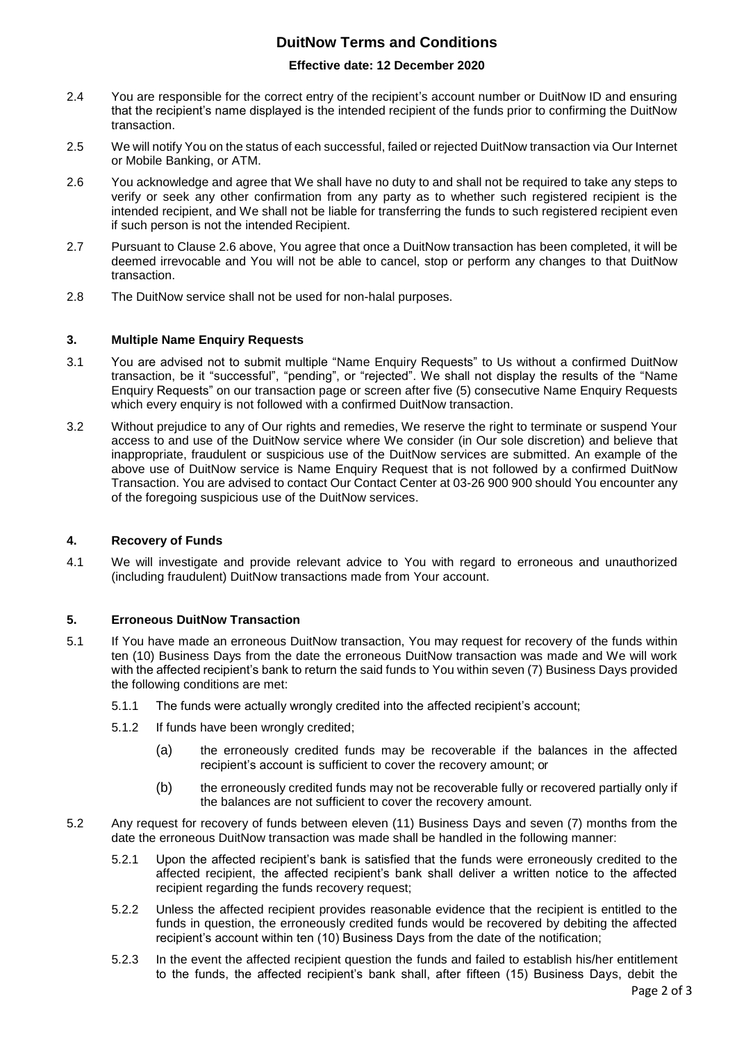2.4 You are responsible for the correct entry of the recipient's account number or DuitNow ID and ensuring that the recipient's name displayed is the intended recipient of the funds prior to confirming the DuitNow transaction.

2.5 We will notify You on the status of each successful, failed or rejected DuitNow transaction via Our Internet or Mobile Banking, or ATM.

2.6 You acknowledge and agree that We shall have no duty to and shall not be required to take any steps to verify or seek any other confirmation from any party as to whether such registered recipient is the intended recipient, and We shall not be liable for transferring the funds to such registered recipient even if such person is not the intended Recipient.

2.7 Pursuant to Clause 2.6 above, You agree that once a DuitNow transaction has been completed, it will be deemed irrevocable and You will not be able to cancel, stop or perform any changes to that DuitNow transaction.

2.8 The DuitNow service shall not be used for non-halal purposes.

### 3. Multiple Name Enquiry Requests

3.1 You are advised not to submit multiple "Name Enquiry Requests" to Us without a confirmed DuitNow transaction, be it "successful", "pending", or "rejected". We shall not display the results of the "Name Enquiry Requests" on our transaction page or screen after five (5) consecutive Name Enquiry Requests which every enquiry is not followed with a confirmed DuitNow transaction.

3.2 Without prejudice to any of Our rights and remedies, We reserve the right to terminate or suspend Your access to and use of the DuitNow service where We consider (in Our sole discretion) and believe that inappropriate, fraudulent or suspicious use of the DuitNow services are submitted. An example of the above use of DuitNow service is Name Enquiry Request that is not followed by a confirmed DuitNow Transaction. You are advised to contact Our Contact Center at 03-26 900 900 should You encounter any of the foregoing suspicious use of the DuitNow services.

### 4. Recovery of Funds

4.1 We will investigate and provide relevant advice to You with regard to erroneous and unauthorized (including fraudulent) DuitNow transactions made from Your account.

### 5. Erroneous DuitNow Transaction

5.1 If You have made an erroneous DuitNow transaction, You may request for recovery of the funds within ten (10) Business Days from the date the erroneous DuitNow transaction was made and We will work with the affected recipient's bank to return the said funds to You within seven (7) Business Days provided the following conditions are met:

5.1.1 The funds were actually wrongly credited into the affected recipient's account;

5.1.2 If funds have been wrongly credited;

(a) the erroneously credited funds may be recoverable if the balances in the affected recipient's account is sufficient to cover the recovery amount; or

(b) the erroneously credited funds may not be recoverable fully or recovered partially only if the balances are not sufficient to cover the recovery amount.

5.2 Any request for recovery of funds between eleven (11) Business Days and seven (7) months from the date the erroneous DuitNow transaction was made shall be handled in the following manner:

5.2.1 Upon the affected recipient's bank is satisfied that the funds were erroneously credited to the affected recipient, the affected recipient's bank shall deliver a written notice to the affected recipient regarding the funds recovery request;

5.2.2 Unless the affected recipient provides reasonable evidence that the recipient is entitled to the funds in question, the erroneously credited funds would be recovered by debiting the affected recipient's account within ten (10) Business Days from the date of the notification;

5.2.3 In the event the affected recipient question the funds and failed to establish his/her entitlement to the funds, the affected recipient's bank shall, after fifteen (15) Business Days, debit the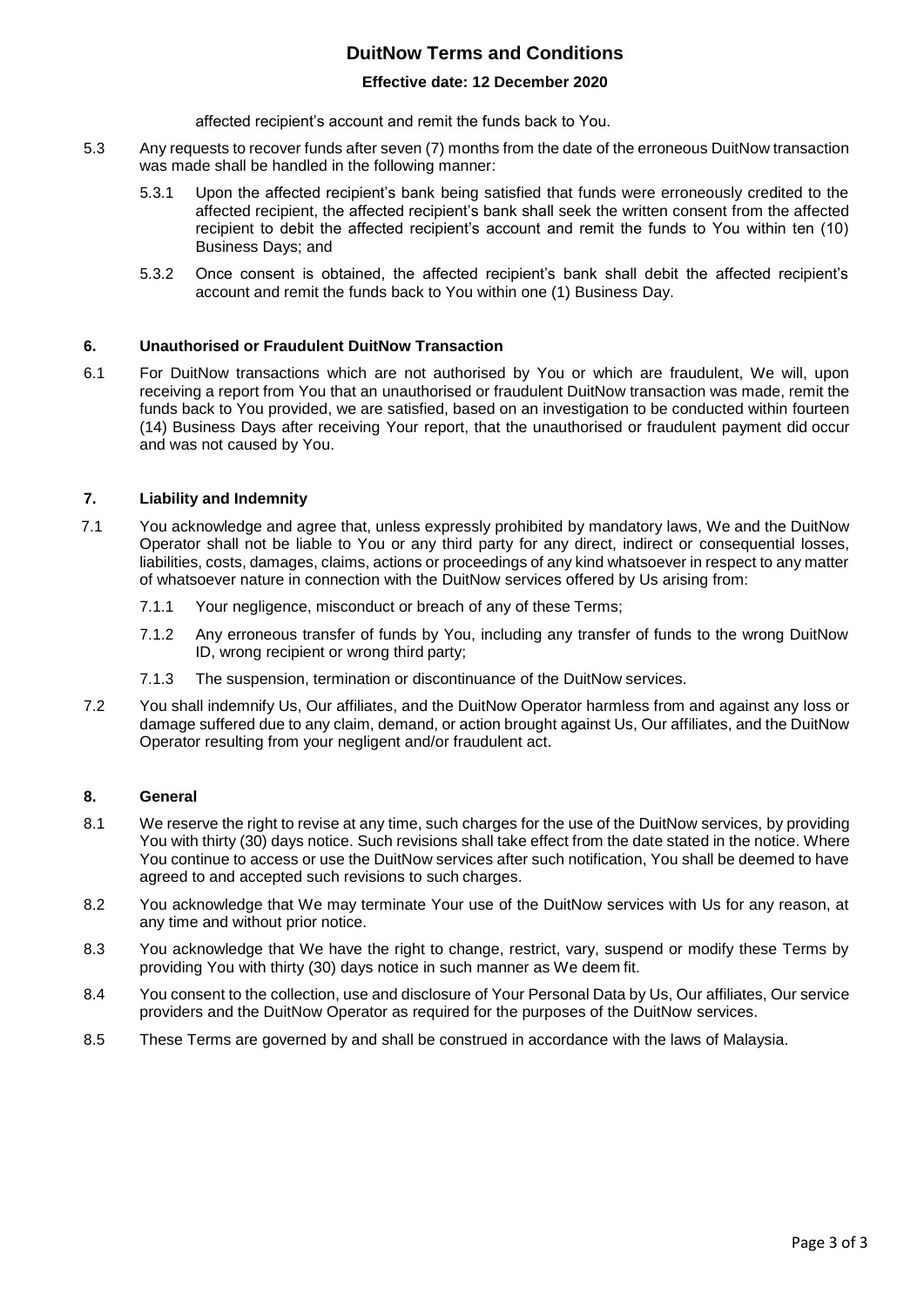affected recipient's account and remit the funds back to You.

5.3 Any requests to recover funds after seven (7) months from the date of the erroneous DuitNow transaction was made shall be handled in the following manner:

5.3.1 Upon the affected recipient's bank being satisfied that funds were erroneously credited to the affected recipient, the affected recipient's bank shall seek the written consent from the affected recipient to debit the affected recipient's account and remit the funds to You within ten (10) Business Days; and

5.3.2 Once consent is obtained, the affected recipient's bank shall debit the affected recipient's account and remit the funds back to You within one (1) Business Day.

## 6. Unauthorised or Fraudulent DuitNow Transaction

6.1 For DuitNow transactions which are not authorised by You or which are fraudulent, We will, upon receiving a report from You that an unauthorised or fraudulent DuitNow transaction was made, remit the funds back to You provided, we are satisfied, based on an investigation to be conducted within fourteen (14) Business Days after receiving Your report, that the unauthorised or fraudulent payment did occur and was not caused by You.

## 7. Liability and Indemnity

7.1 You acknowledge and agree that, unless expressly prohibited by mandatory laws, We and the DuitNow Operator shall not be liable to You or any third party for any direct, indirect or consequential losses, liabilities, costs, damages, claims, actions or proceedings of any kind whatsoever in respect to any matter of whatsoever nature in connection with the DuitNow services offered by Us arising from:

7.1.1 Your negligence, misconduct or breach of any of these Terms;

7.1.2 Any erroneous transfer of funds by You, including any transfer of funds to the wrong DuitNow ID, wrong recipient or wrong third party;

7.1.3 The suspension, termination or discontinuance of the DuitNow services.

7.2 You shall indemnify Us, Our affiliates, and the DuitNow Operator harmless from and against any loss or damage suffered due to any claim, demand, or action brought against Us, Our affiliates, and the DuitNow Operator resulting from your negligent and/or fraudulent act.

## 8. General

8.1 We reserve the right to revise at any time, such charges for the use of the DuitNow services, by providing You with thirty (30) days notice. Such revisions shall take effect from the date stated in the notice. Where You continue to access or use the DuitNow services after such notification, You shall be deemed to have agreed to and accepted such revisions to such charges.

8.2 You acknowledge that We may terminate Your use of the DuitNow services with Us for any reason, at any time and without prior notice.

8.3 You acknowledge that We have the right to change, restrict, vary, suspend or modify these Terms by providing You with thirty (30) days notice in such manner as We deem fit.

8.4 You consent to the collection, use and disclosure of Your Personal Data by Us, Our affiliates, Our service providers and the DuitNow Operator as required for the purposes of the DuitNow services.

8.5 These Terms are governed by and shall be construed in accordance with the laws of Malaysia.